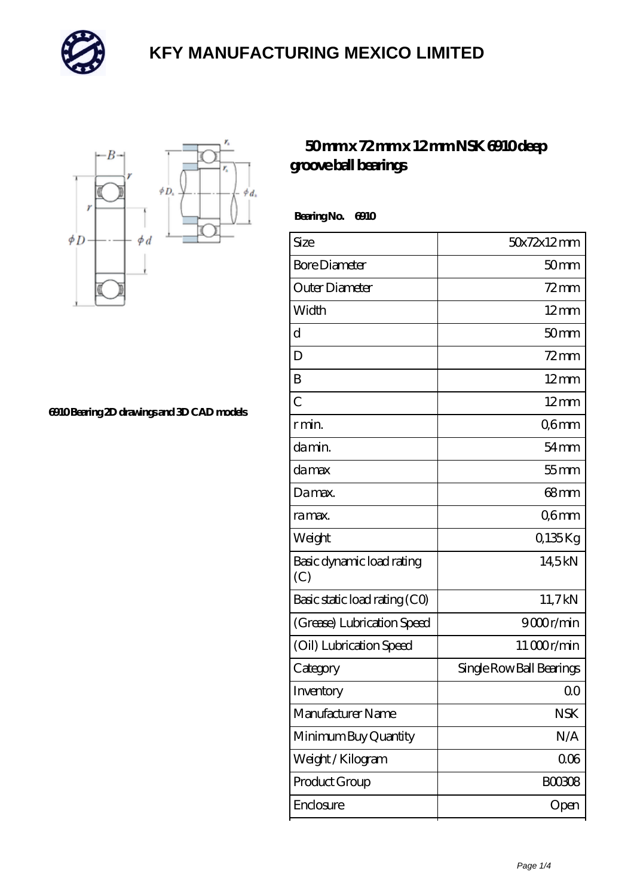# KFY MANUFACTURING MEXICO LIMITED

6910 Bearing 2D drawings and 3D CAD models

## 50 mm x 72 mm x 12 mm NSK 6910 deep groove ball bearings

**Bearing No. 6910**

| Size | 50x72x12 mm |
|---|---|
| Bore Diameter | 50 mm |
| Outer Diameter | 72 mm |
| Width | 12 mm |
| d | 50 mm |
| D | 72 mm |
| B | 12 mm |
| C | 12 mm |
| r min. | 0,6 mm |
| da min. | 54 mm |
| da max | 55 mm |
| Da max. | 68 mm |
| ra max. | 0,6 mm |
| Weight | 0,135 Kg |
| Basic dynamic load rating (C) | 14,5 kN |
| Basic static load rating (C0) | 11,7 kN |
| (Grease) Lubrication Speed | 9 000 r/min |
| (Oil) Lubrication Speed | 11 000 r/min |
| Category | Single Row Ball Bearings |
| Inventory | 0.0 |
| Manufacturer Name | NSK |
| Minimum Buy Quantity | N/A |
| Weight / Kilogram | 0.06 |
| Product Group | B00308 |
| Enclosure | Open |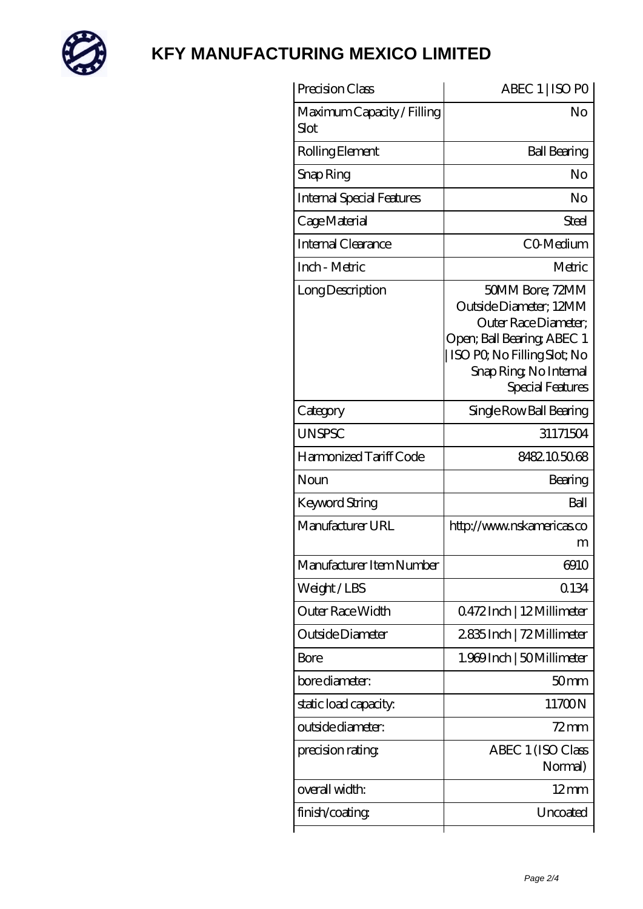# KFY MANUFACTURING MEXICO LIMITED

| Precision Class | ABEC 1 \| ISO P0 |
|---|---|
| Maximum Capacity / Filling Slot | No |
| Rolling Element | Ball Bearing |
| Snap Ring | No |
| Internal Special Features | No |
| Cage Material | Steel |
| Internal Clearance | C0-Medium |
| Inch - Metric | Metric |
| Long Description | 50MM Bore; 72MM Outside Diameter; 12MM Outer Race Diameter; Open; Ball Bearing; ABEC 1 \| ISO P0; No Filling Slot; No Snap Ring; No Internal Special Features |
| Category | Single Row Ball Bearing |
| UNSPSC | 31171504 |
| Harmonized Tariff Code | 8482.10.50.68 |
| Noun | Bearing |
| Keyword String | Ball |
| Manufacturer URL | http://www.nskamericas.com |
| Manufacturer Item Number | 6910 |
| Weight / LBS | 0.134 |
| Outer Race Width | 0.472 Inch \| 12 Millimeter |
| Outside Diameter | 2.835 Inch \| 72 Millimeter |
| Bore | 1.969 Inch \| 50 Millimeter |
| bore diameter: | 50 mm |
| static load capacity: | 11700 N |
| outside diameter: | 72 mm |
| precision rating: | ABEC 1 (ISO Class Normal) |
| overall width: | 12 mm |
| finish/coating: | Uncoated |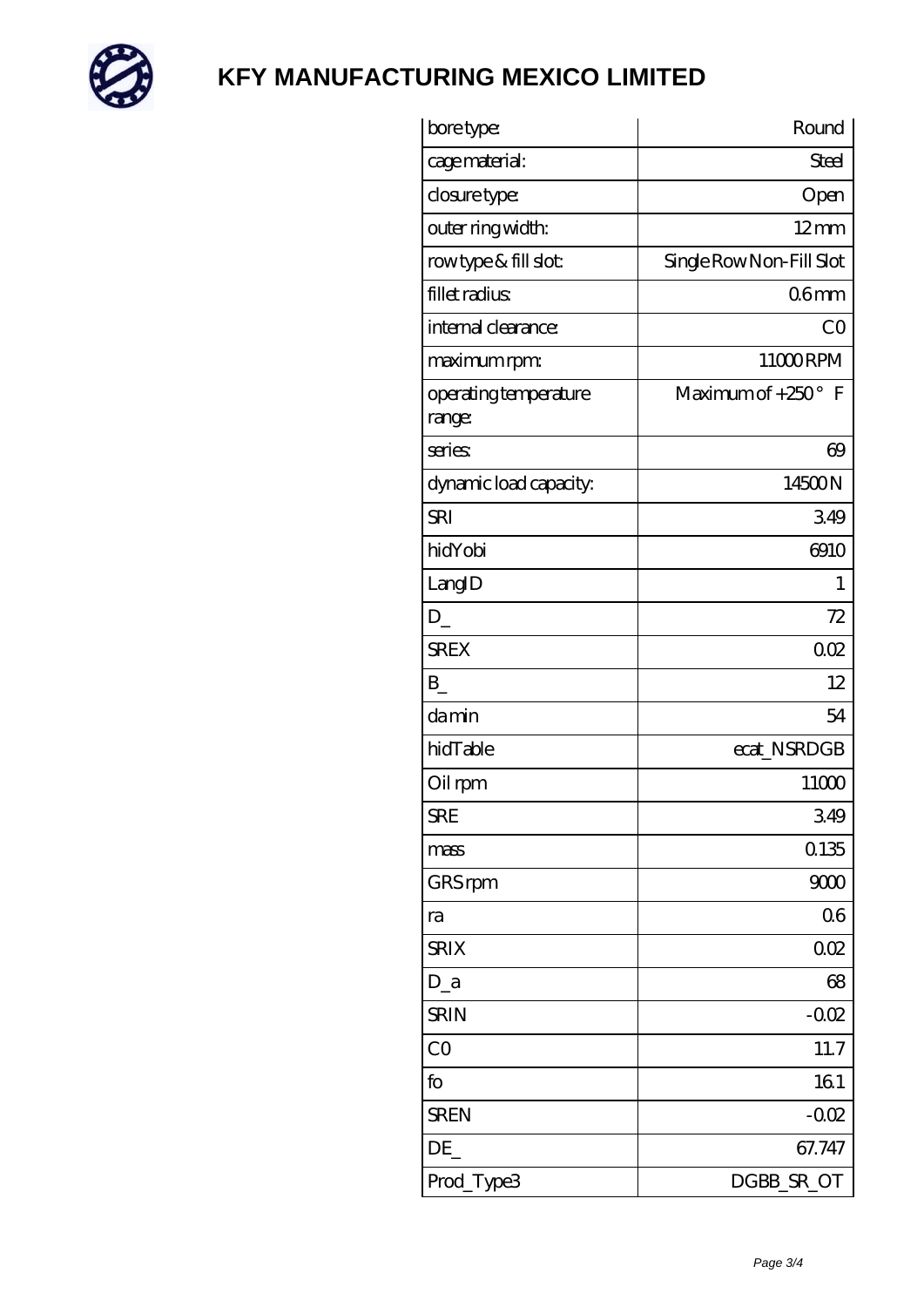# KFY MANUFACTURING MEXICO LIMITED

| | |
|---|---|
| bore type: | Round |
| cage material: | Steel |
| closure type: | Open |
| outer ring width: | 12 mm |
| row type & fill slot: | Single Row Non-Fill Slot |
| fillet radius: | 0.6 mm |
| internal clearance: | C0 |
| maximum rpm: | 11000 RPM |
| operating temperature range: | Maximum of +250 ° F |
| series: | 69 |
| dynamic load capacity: | 14500 N |
| SRI | 3.49 |
| hidYobi | 6910 |
| LangID | 1 |
| D_ | 72 |
| SREX | 0.02 |
| B_ | 12 |
| da min | 54 |
| hidTable | ecat_NSRDGB |
| Oil rpm | 11000 |
| SRE | 3.49 |
| mass | 0.135 |
| GRS rpm | 9000 |
| ra | 0.6 |
| SRIX | 0.02 |
| D_a | 68 |
| SRIN | -0.02 |
| C0 | 11.7 |
| fo | 16.1 |
| SREN | -0.02 |
| DE_ | 67.747 |
| Prod_Type3 | DGBB_SR_OT |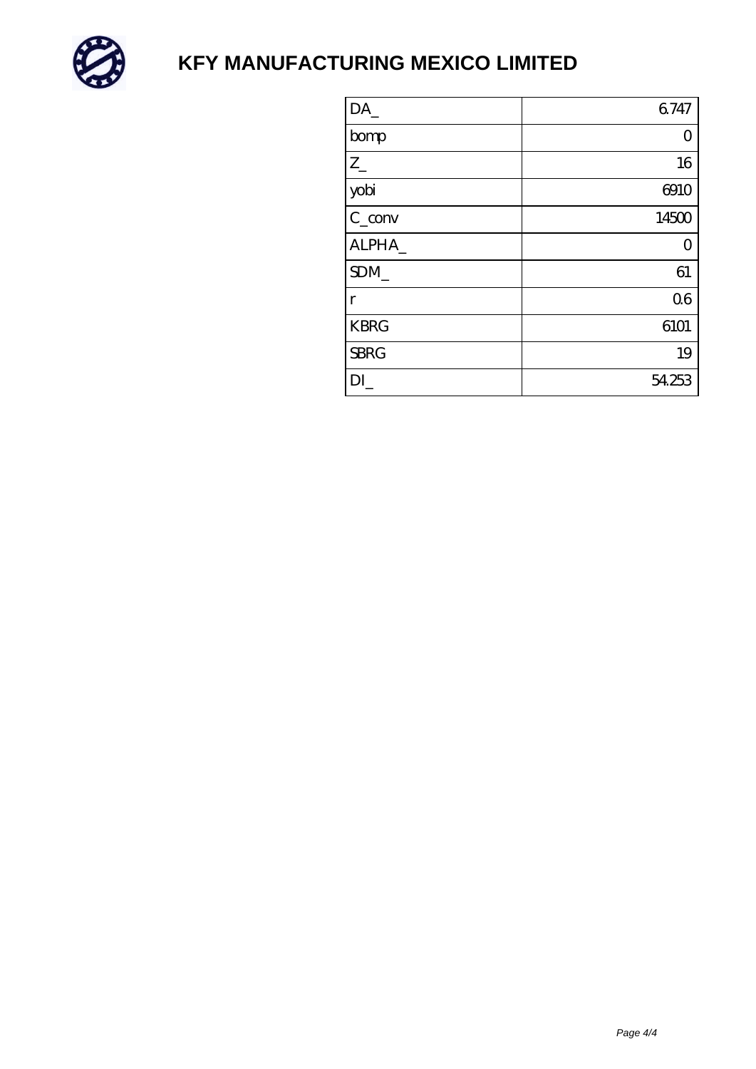| | |
|---|---|
| DA_ | 6.747 |
| bomp | 0 |
| Z_ | 16 |
| yobi | 6910 |
| C_conv | 14500 |
| ALPHA_ | 0 |
| SDM_ | 61 |
| r | 0.6 |
| KBRG | 6101 |
| SBRG | 19 |
| DI_ | 54.253 |